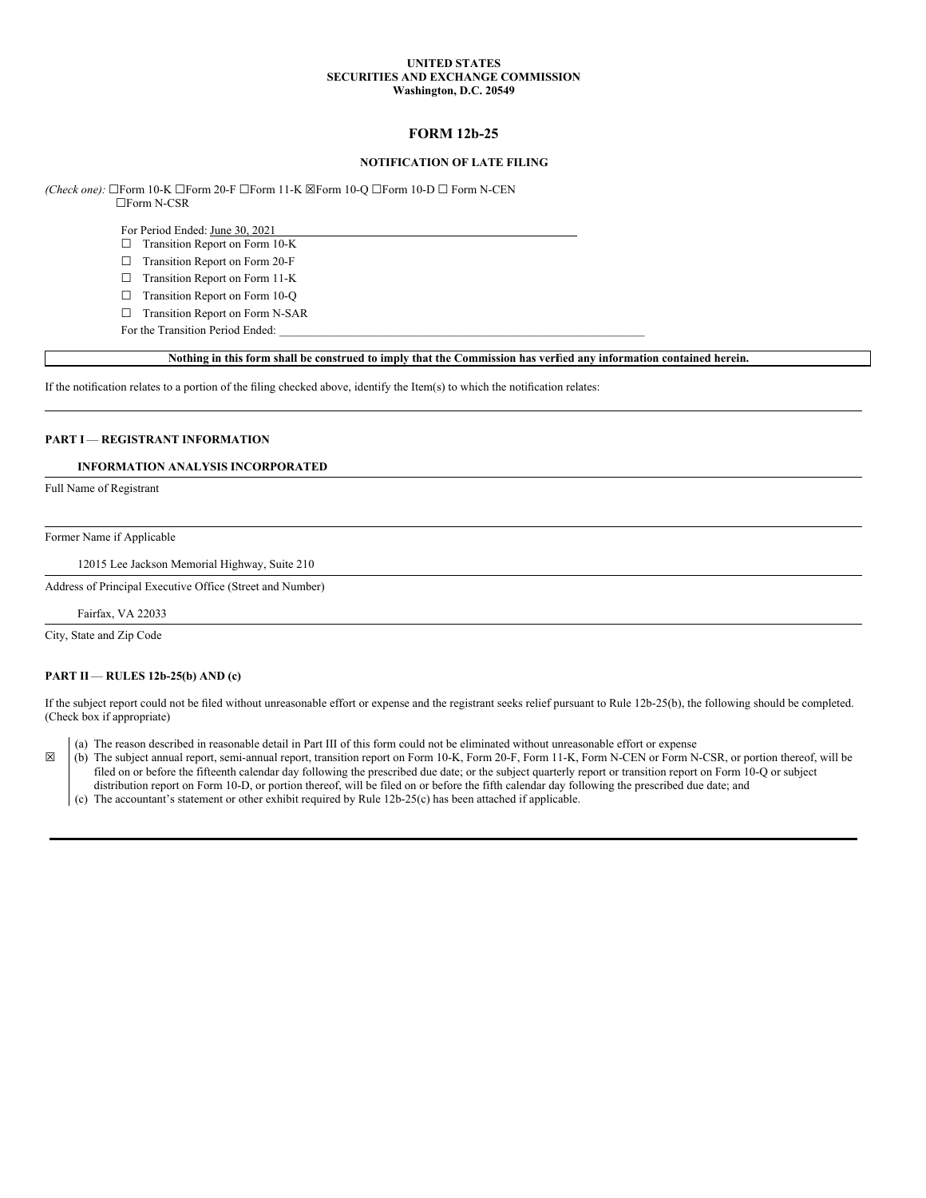**UNITED STATES**
**SECURITIES AND EXCHANGE COMMISSION**
**Washington, D.C. 20549**

# FORM 12b-25

**NOTIFICATION OF LATE FILING**

*(Check one):* ☐Form 10-K ☐Form 20-F ☐Form 11-K ☒Form 10-Q ☐Form 10-D ☐ Form N-CEN ☐Form N-CSR

For Period Ended: June 30, 2021

☐ Transition Report on Form 10-K

☐ Transition Report on Form 20-F

☐ Transition Report on Form 11-K

☐ Transition Report on Form 10-Q

☐ Transition Report on Form N-SAR

For the Transition Period Ended: \_\_\_\_\_\_\_\_\_\_\_\_\_\_\_\_\_\_\_\_

**Nothing in this form shall be construed to imply that the Commission has verified any information contained herein.**

If the notification relates to a portion of the filing checked above, identify the Item(s) to which the notification relates:

**PART I — REGISTRANT INFORMATION**

**INFORMATION ANALYSIS INCORPORATED**

Full Name of Registrant

Former Name if Applicable

12015 Lee Jackson Memorial Highway, Suite 210

Address of Principal Executive Office (Street and Number)

Fairfax, VA 22033

City, State and Zip Code

**PART II — RULES 12b-25(b) AND (c)**

If the subject report could not be filed without unreasonable effort or expense and the registrant seeks relief pursuant to Rule 12b-25(b), the following should be completed. (Check box if appropriate)

☒

(a) The reason described in reasonable detail in Part III of this form could not be eliminated without unreasonable effort or expense

(b) The subject annual report, semi-annual report, transition report on Form 10-K, Form 20-F, Form 11-K, Form N-CEN or Form N-CSR, or portion thereof, will be filed on or before the fifteenth calendar day following the prescribed due date; or the subject quarterly report or transition report on Form 10-Q or subject distribution report on Form 10-D, or portion thereof, will be filed on or before the fifth calendar day following the prescribed due date; and

(c) The accountant's statement or other exhibit required by Rule 12b-25(c) has been attached if applicable.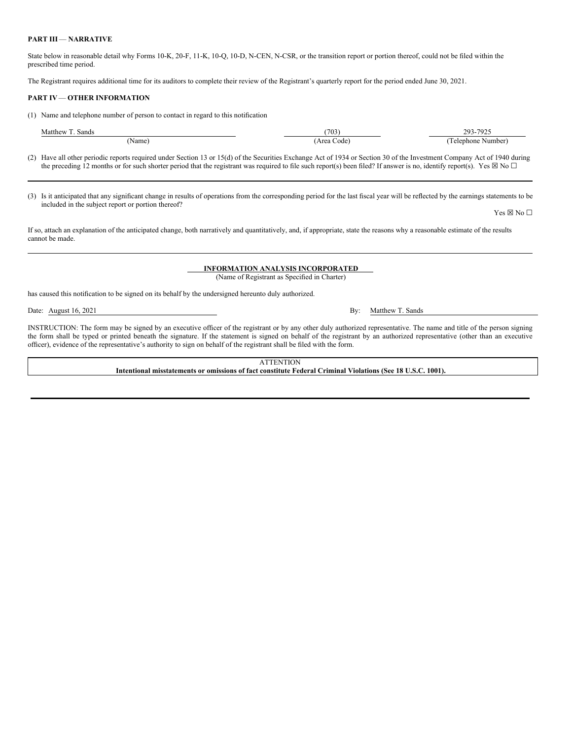**PART III — NARRATIVE**

State below in reasonable detail why Forms 10-K, 20-F, 11-K, 10-Q, 10-D, N-CEN, N-CSR, or the transition report or portion thereof, could not be filed within the prescribed time period.

The Registrant requires additional time for its auditors to complete their review of the Registrant's quarterly report for the period ended June 30, 2021.

**PART IV — OTHER INFORMATION**

(1) Name and telephone number of person to contact in regard to this notification

| Matthew T. Sands | (703) | 293-7925 |
|---|---|---|
| (Name) | (Area Code) | (Telephone Number) |

(2) Have all other periodic reports required under Section 13 or 15(d) of the Securities Exchange Act of 1934 or Section 30 of the Investment Company Act of 1940 during the preceding 12 months or for such shorter period that the registrant was required to file such report(s) been filed? If answer is no, identify report(s). Yes ☒ No ☐

(3) Is it anticipated that any significant change in results of operations from the corresponding period for the last fiscal year will be reflected by the earnings statements to be included in the subject report or portion thereof?

Yes ☒ No ☐

If so, attach an explanation of the anticipated change, both narratively and quantitatively, and, if appropriate, state the reasons why a reasonable estimate of the results cannot be made.

**INFORMATION ANALYSIS INCORPORATED**
(Name of Registrant as Specified in Charter)

has caused this notification to be signed on its behalf by the undersigned hereunto duly authorized.

Date: August 16, 2021

By: Matthew T. Sands

INSTRUCTION: The form may be signed by an executive officer of the registrant or by any other duly authorized representative. The name and title of the person signing the form shall be typed or printed beneath the signature. If the statement is signed on behalf of the registrant by an authorized representative (other than an executive officer), evidence of the representative's authority to sign on behalf of the registrant shall be filed with the form.

ATTENTION
**Intentional misstatements or omissions of fact constitute Federal Criminal Violations (See 18 U.S.C. 1001).**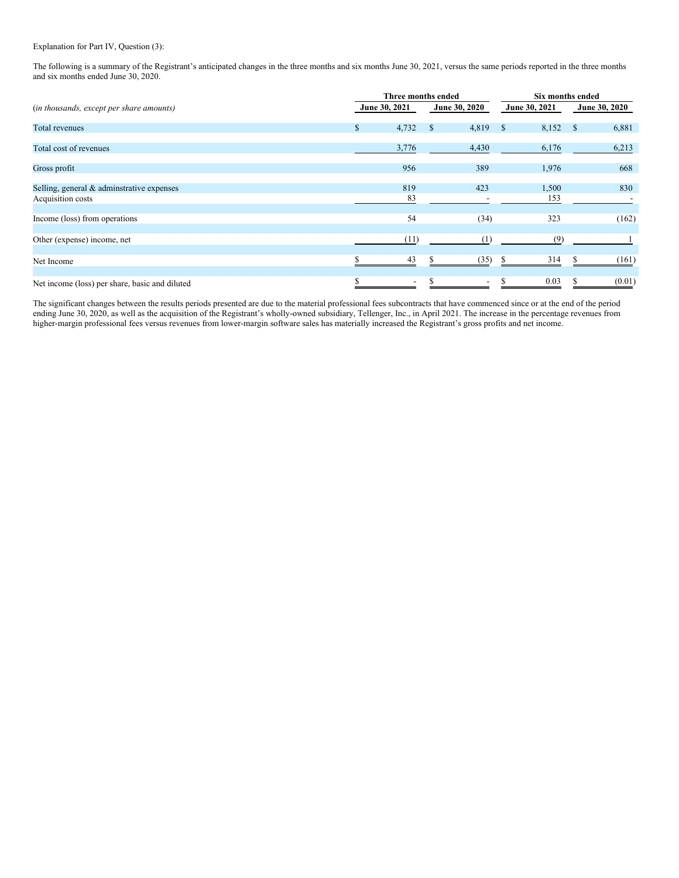Explanation for Part IV, Question (3):

The following is a summary of the Registrant's anticipated changes in the three months and six months June 30, 2021, versus the same periods reported in the three months and six months ended June 30, 2020.

| | Three months ended | | Six months ended | |
|---|---|---|---|---|
| *(in thousands, except per share amounts)* | June 30, 2021 | June 30, 2020 | June 30, 2021 | June 30, 2020 |
| Total revenues | $ 4,732 | $ 4,819 | $ 8,152 | $ 6,881 |
| Total cost of revenues | 3,776 | 4,430 | 6,176 | 6,213 |
| Gross profit | 956 | 389 | 1,976 | 668 |
| Selling, general & adminstrative expenses | 819 | 423 | 1,500 | 830 |
| Acquisition costs | 83 | - | 153 | - |
| Income (loss) from operations | 54 | (34) | 323 | (162) |
| Other (expense) income, net | (11) | (1) | (9) | 1 |
| Net Income | $ 43 | $ (35) | $ 314 | $ (161) |
| Net income (loss) per share, basic and diluted | $ - | $ - | $ 0.03 | $ (0.01) |

The significant changes between the results periods presented are due to the material professional fees subcontracts that have commenced since or at the end of the period ending June 30, 2020, as well as the acquisition of the Registrant's wholly-owned subsidiary, Tellenger, Inc., in April 2021. The increase in the percentage revenues from higher-margin professional fees versus revenues from lower-margin software sales has materially increased the Registrant's gross profits and net income.